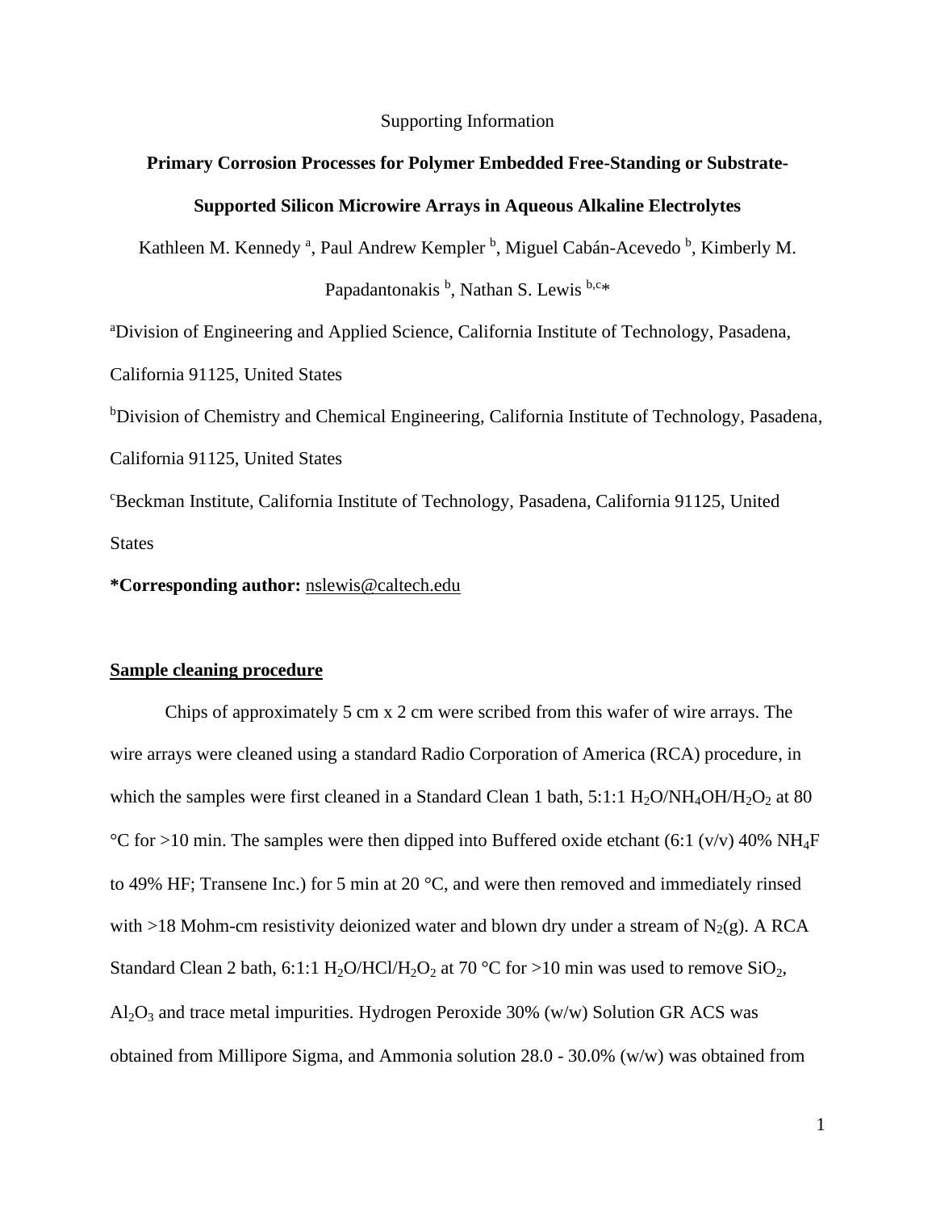Supporting Information

# Primary Corrosion Processes for Polymer Embedded Free-Standing or Substrate-Supported Silicon Microwire Arrays in Aqueous Alkaline Electrolytes

Kathleen M. Kennedy [a], Paul Andrew Kempler [b], Miguel Cabán-Acevedo [b], Kimberly M. Papadantonakis [b], Nathan S. Lewis [b,c]*

[a]Division of Engineering and Applied Science, California Institute of Technology, Pasadena, California 91125, United States

[b]Division of Chemistry and Chemical Engineering, California Institute of Technology, Pasadena, California 91125, United States

[c]Beckman Institute, California Institute of Technology, Pasadena, California 91125, United States

**\*Corresponding author:** nslewis@caltech.edu

## Sample cleaning procedure

Chips of approximately 5 cm x 2 cm were scribed from this wafer of wire arrays. The wire arrays were cleaned using a standard Radio Corporation of America (RCA) procedure, in which the samples were first cleaned in a Standard Clean 1 bath, 5:1:1 $H_2O/NH_4OH/H_2O_2$ at 80 °C for >10 min. The samples were then dipped into Buffered oxide etchant (6:1 (v/v) 40% $NH_4F$ to 49% HF; Transene Inc.) for 5 min at 20 °C, and were then removed and immediately rinsed with >18 Mohm-cm resistivity deionized water and blown dry under a stream of $N_2$(g). A RCA Standard Clean 2 bath, 6:1:1 $H_2O/HCl/H_2O_2$ at 70 °C for >10 min was used to remove $SiO_2$, $Al_2O_3$ and trace metal impurities. Hydrogen Peroxide 30% (w/w) Solution GR ACS was obtained from Millipore Sigma, and Ammonia solution 28.0 - 30.0% (w/w) was obtained from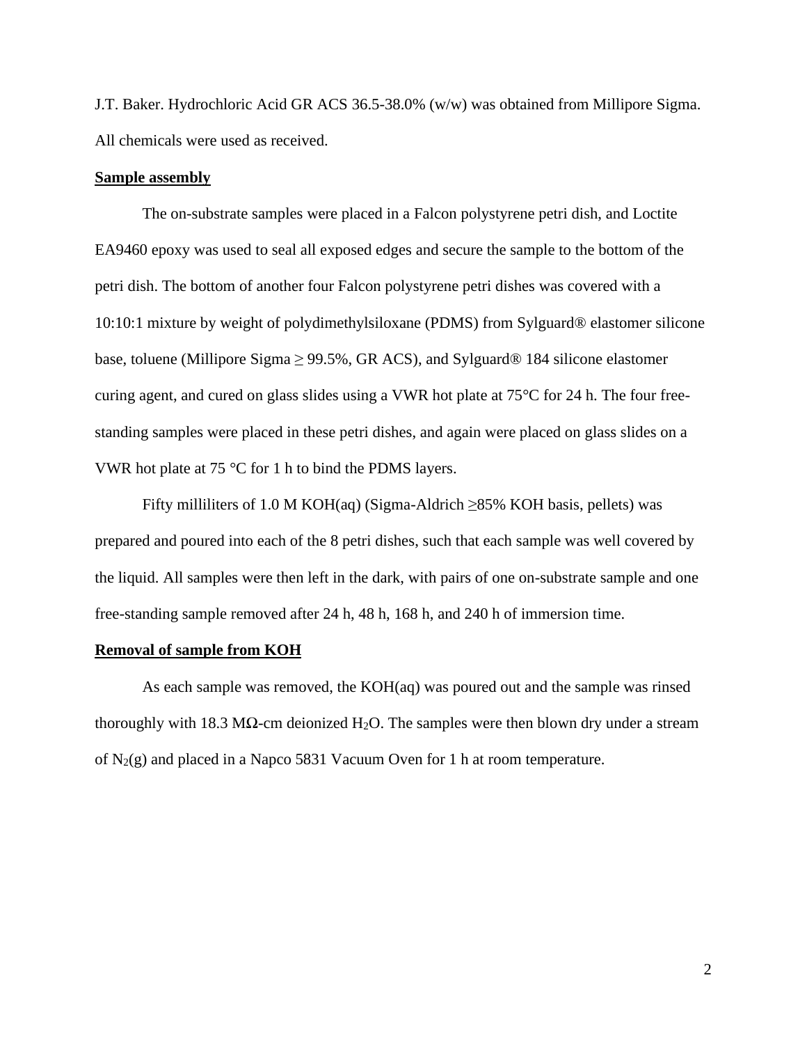J.T. Baker. Hydrochloric Acid GR ACS 36.5-38.0% (w/w) was obtained from Millipore Sigma. All chemicals were used as received.

**Sample assembly**

The on-substrate samples were placed in a Falcon polystyrene petri dish, and Loctite EA9460 epoxy was used to seal all exposed edges and secure the sample to the bottom of the petri dish. The bottom of another four Falcon polystyrene petri dishes was covered with a 10:10:1 mixture by weight of polydimethylsiloxane (PDMS) from Sylguard® elastomer silicone base, toluene (Millipore Sigma ≥ 99.5%, GR ACS), and Sylguard® 184 silicone elastomer curing agent, and cured on glass slides using a VWR hot plate at 75°C for 24 h. The four free-standing samples were placed in these petri dishes, and again were placed on glass slides on a VWR hot plate at 75 °C for 1 h to bind the PDMS layers.

Fifty milliliters of 1.0 M KOH(aq) (Sigma-Aldrich ≥85% KOH basis, pellets) was prepared and poured into each of the 8 petri dishes, such that each sample was well covered by the liquid. All samples were then left in the dark, with pairs of one on-substrate sample and one free-standing sample removed after 24 h, 48 h, 168 h, and 240 h of immersion time.

**Removal of sample from KOH**

As each sample was removed, the KOH(aq) was poured out and the sample was rinsed thoroughly with 18.3 MΩ-cm deionized $H_2O$. The samples were then blown dry under a stream of $N_2$(g) and placed in a Napco 5831 Vacuum Oven for 1 h at room temperature.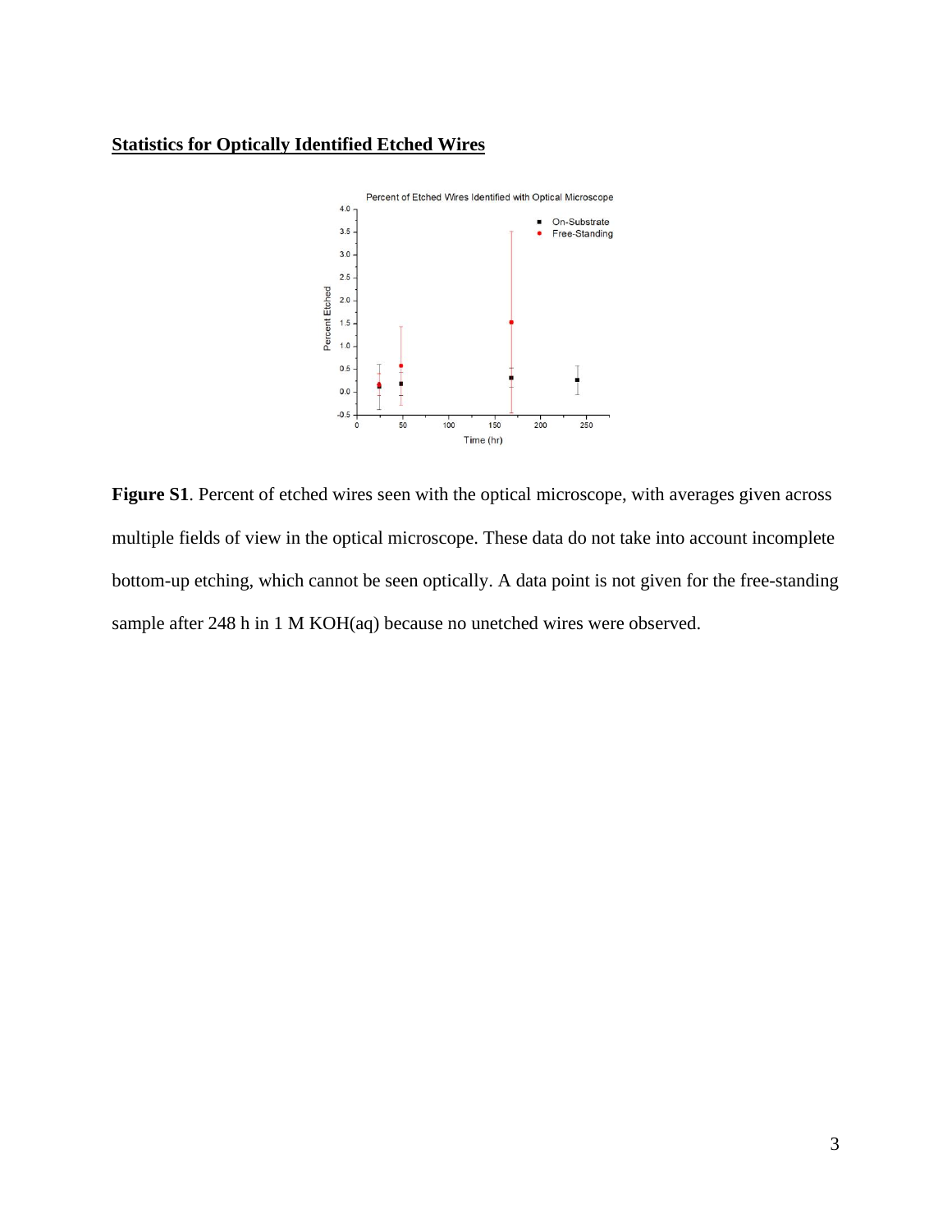## Statistics for Optically Identified Etched Wires

**Figure S1**. Percent of etched wires seen with the optical microscope, with averages given across multiple fields of view in the optical microscope. These data do not take into account incomplete bottom-up etching, which cannot be seen optically. A data point is not given for the free-standing sample after 248 h in 1 M KOH(aq) because no unetched wires were observed.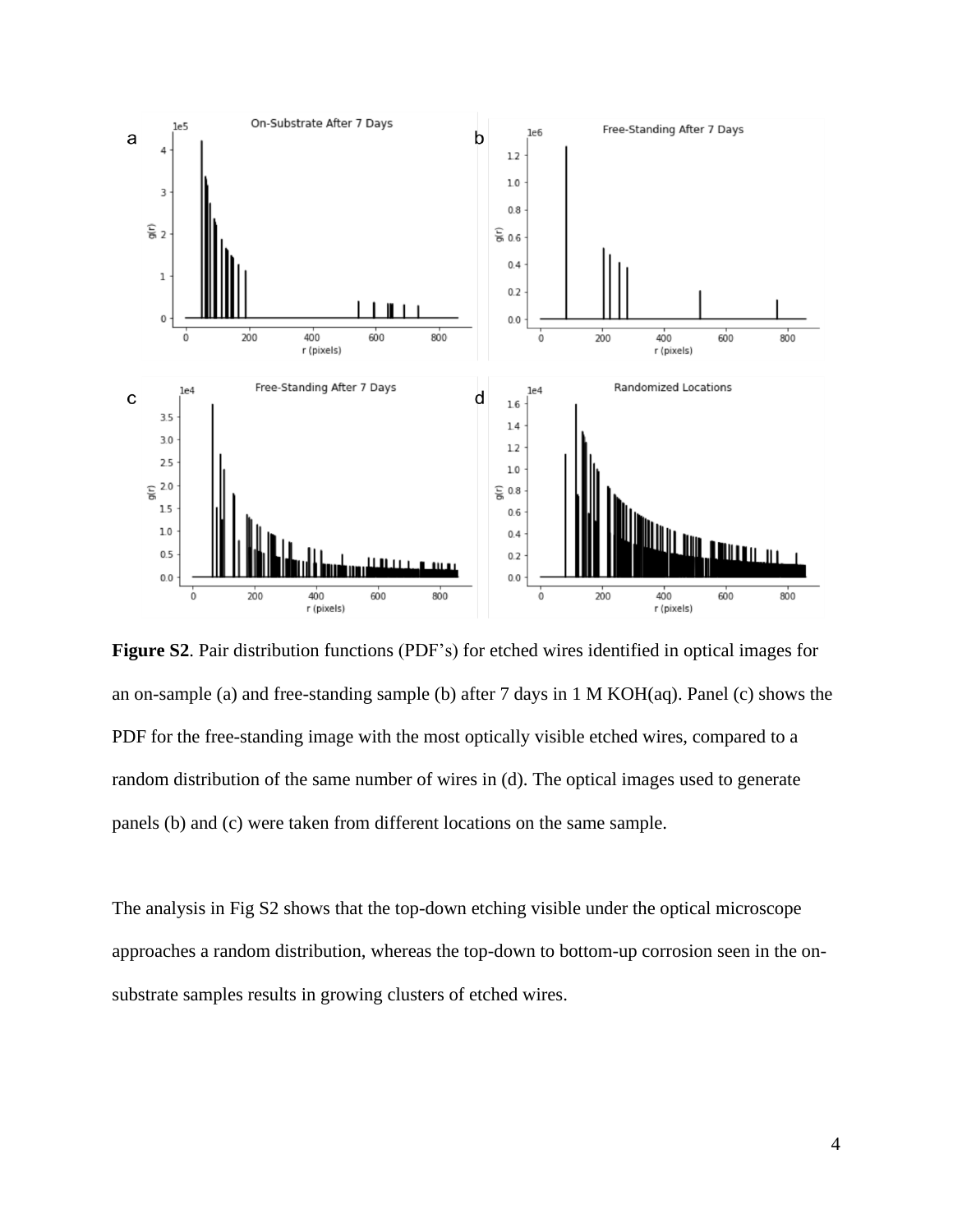a

On-Substrate After 7 Days

1e5

4

3

2

1

0

g(r)

0 200 400 600 800

r (pixels)

b

Free-Standing After 7 Days

1e6

1.2

1.0

0.8

0.6

0.4

0.2

0.0

g(r)

0 200 400 600 800

r (pixels)

c

Free-Standing After 7 Days

1e4

3.5

3.0

2.5

2.0

1.5

1.0

0.5

0.0

g(r)

0 200 400 600 800

r (pixels)

d

Randomized Locations

1e4

1.6

1.4

1.2

1.0

0.8

0.6

0.4

0.2

0.0

g(r)

0 200 400 600 800

r (pixels)

**Figure S2**. Pair distribution functions (PDF's) for etched wires identified in optical images for an on-sample (a) and free-standing sample (b) after 7 days in 1 M KOH(aq). Panel (c) shows the PDF for the free-standing image with the most optically visible etched wires, compared to a random distribution of the same number of wires in (d). The optical images used to generate panels (b) and (c) were taken from different locations on the same sample.

The analysis in Fig S2 shows that the top-down etching visible under the optical microscope approaches a random distribution, whereas the top-down to bottom-up corrosion seen in the on-substrate samples results in growing clusters of etched wires.